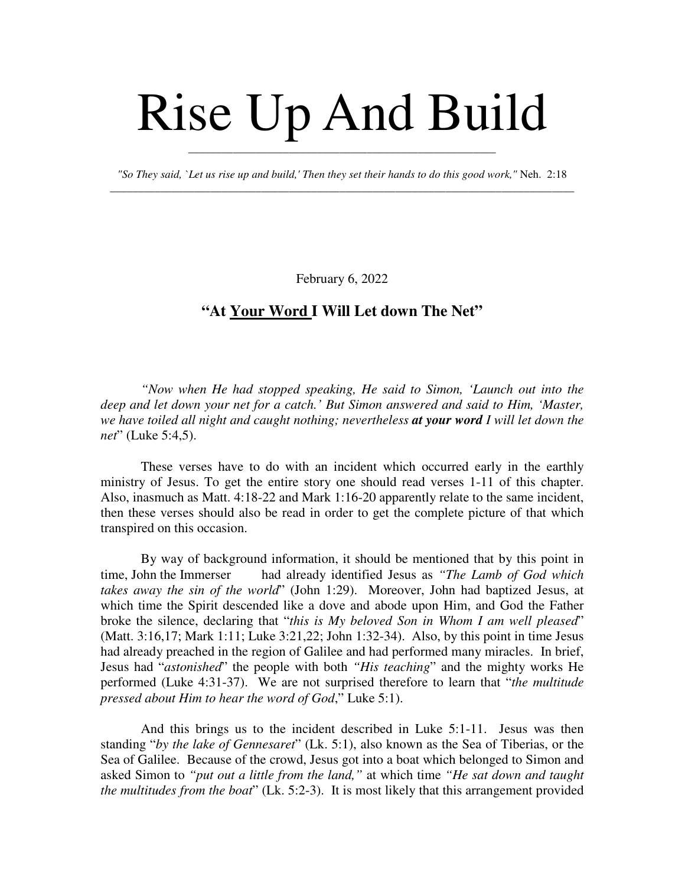// Rise Up And Build

*"So They said, `Let us rise up and build,' Then they set their hands to do this good work,"* Neh. 2:18

---

February 6, 2022

## "At Your Word I Will Let down The Net"

*"Now when He had stopped speaking, He said to Simon, 'Launch out into the deep and let down your net for a catch.' But Simon answered and said to Him, 'Master, we have toiled all night and caught nothing; nevertheless* ***at your word*** *I will let down the net*" (Luke 5:4,5).

These verses have to do with an incident which occurred early in the earthly ministry of Jesus. To get the entire story one should read verses 1-11 of this chapter. Also, inasmuch as Matt. 4:18-22 and Mark 1:16-20 apparently relate to the same incident, then these verses should also be read in order to get the complete picture of that which transpired on this occasion.

By way of background information, it should be mentioned that by this point in time, John the Immerser had already identified Jesus as *"The Lamb of God which takes away the sin of the world*" (John 1:29). Moreover, John had baptized Jesus, at which time the Spirit descended like a dove and abode upon Him, and God the Father broke the silence, declaring that "*this is My beloved Son in Whom I am well pleased*" (Matt. 3:16,17; Mark 1:11; Luke 3:21,22; John 1:32-34). Also, by this point in time Jesus had already preached in the region of Galilee and had performed many miracles. In brief, Jesus had "*astonished*" the people with both *"His teaching*" and the mighty works He performed (Luke 4:31-37). We are not surprised therefore to learn that "*the multitude pressed about Him to hear the word of God*," Luke 5:1).

And this brings us to the incident described in Luke 5:1-11. Jesus was then standing "*by the lake of Gennesaret*" (Lk. 5:1), also known as the Sea of Tiberias, or the Sea of Galilee. Because of the crowd, Jesus got into a boat which belonged to Simon and asked Simon to *"put out a little from the land,"* at which time *"He sat down and taught the multitudes from the boat*" (Lk. 5:2-3). It is most likely that this arrangement provided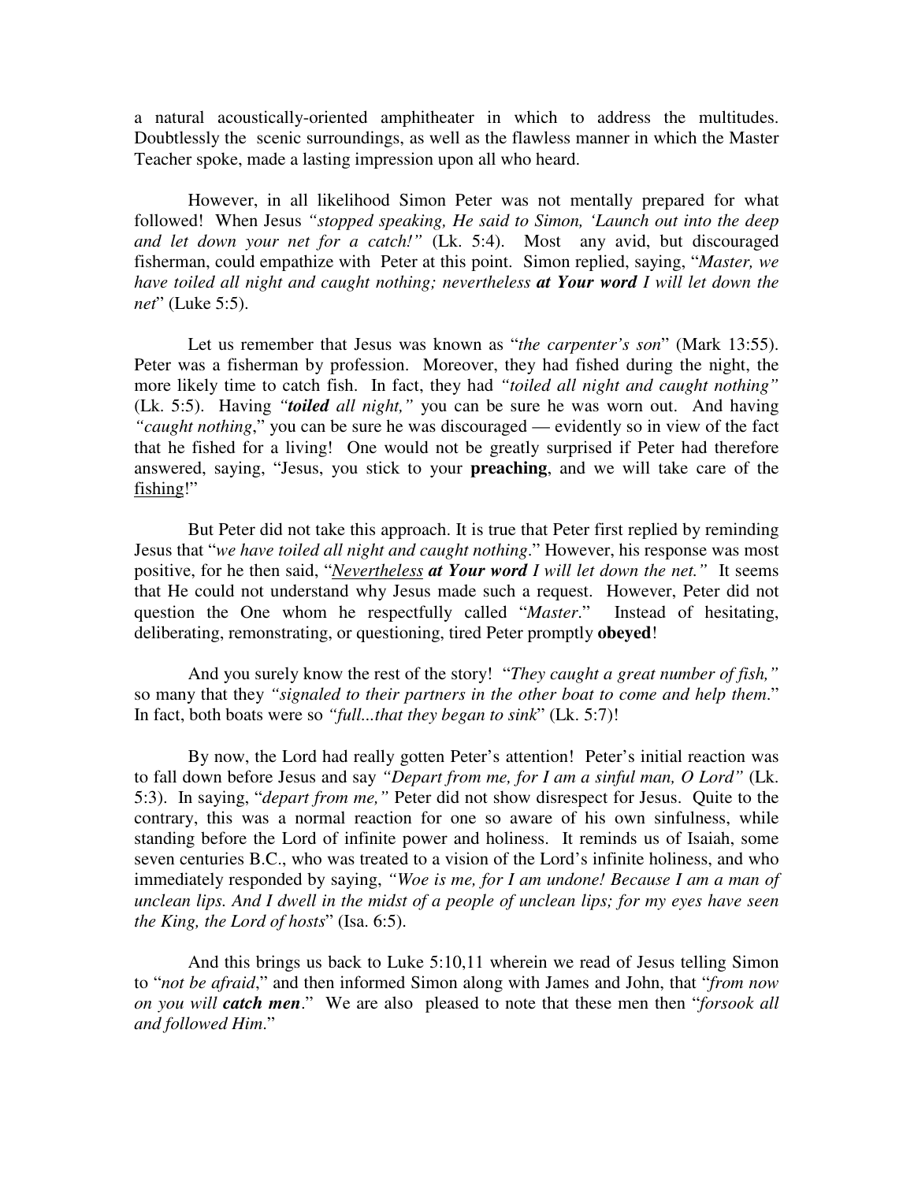a natural acoustically-oriented amphitheater in which to address the multitudes. Doubtlessly the scenic surroundings, as well as the flawless manner in which the Master Teacher spoke, made a lasting impression upon all who heard.

However, in all likelihood Simon Peter was not mentally prepared for what followed! When Jesus *"stopped speaking, He said to Simon, 'Launch out into the deep and let down your net for a catch!"* (Lk. 5:4). Most any avid, but discouraged fisherman, could empathize with Peter at this point. Simon replied, saying, "*Master, we have toiled all night and caught nothing; nevertheless* ***at Your word*** *I will let down the net*" (Luke 5:5).

Let us remember that Jesus was known as "*the carpenter's son*" (Mark 13:55). Peter was a fisherman by profession. Moreover, they had fished during the night, the more likely time to catch fish. In fact, they had *"toiled all night and caught nothing"* (Lk. 5:5). Having *"**toiled** all night,"* you can be sure he was worn out. And having *"caught nothing*," you can be sure he was discouraged — evidently so in view of the fact that he fished for a living! One would not be greatly surprised if Peter had therefore answered, saying, "Jesus, you stick to your **preaching**, and we will take care of the <u>fishing</u>!"

But Peter did not take this approach. It is true that Peter first replied by reminding Jesus that "*we have toiled all night and caught nothing*." However, his response was most positive, for he then said, "*<u>Nevertheless</u>* ***at Your word*** *I will let down the net."* It seems that He could not understand why Jesus made such a request. However, Peter did not question the One whom he respectfully called "*Master*." Instead of hesitating, deliberating, remonstrating, or questioning, tired Peter promptly **obeyed**!

And you surely know the rest of the story! "*They caught a great number of fish,"* so many that they *"signaled to their partners in the other boat to come and help them*." In fact, both boats were so *"full...that they began to sink*" (Lk. 5:7)!

By now, the Lord had really gotten Peter's attention! Peter's initial reaction was to fall down before Jesus and say *"Depart from me, for I am a sinful man, O Lord"* (Lk. 5:3). In saying, "*depart from me,"* Peter did not show disrespect for Jesus. Quite to the contrary, this was a normal reaction for one so aware of his own sinfulness, while standing before the Lord of infinite power and holiness. It reminds us of Isaiah, some seven centuries B.C., who was treated to a vision of the Lord's infinite holiness, and who immediately responded by saying, *"Woe is me, for I am undone! Because I am a man of unclean lips. And I dwell in the midst of a people of unclean lips; for my eyes have seen the King, the Lord of hosts*" (Isa. 6:5).

And this brings us back to Luke 5:10,11 wherein we read of Jesus telling Simon to "*not be afraid*," and then informed Simon along with James and John, that "*from now on you will* ***catch men***." We are also pleased to note that these men then "*forsook all and followed Him*."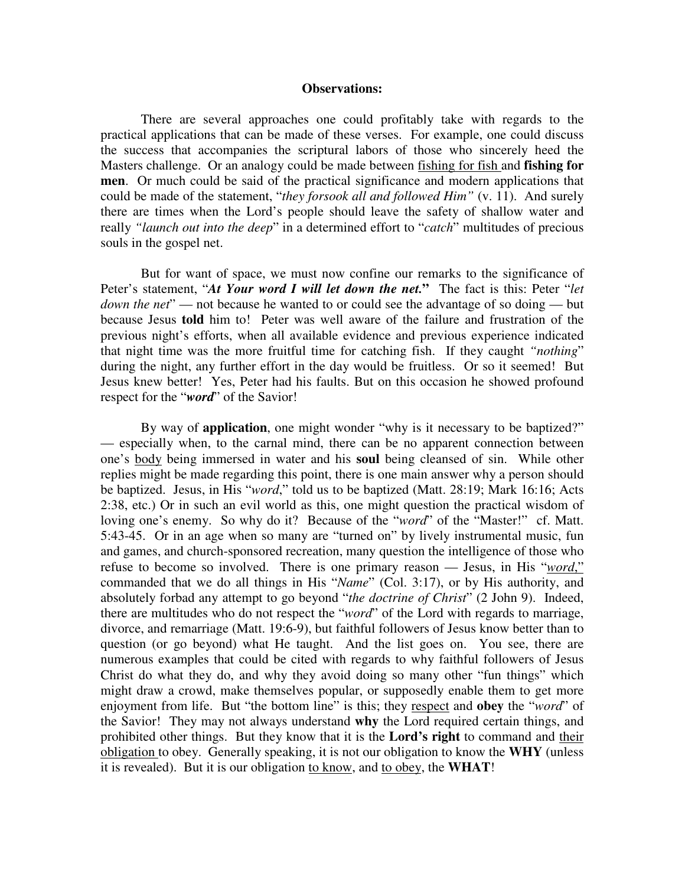**Observations:**

There are several approaches one could profitably take with regards to the practical applications that can be made of these verses. For example, one could discuss the success that accompanies the scriptural labors of those who sincerely heed the Masters challenge. Or an analogy could be made between <u>fishing for fish</u> and **fishing for men**. Or much could be said of the practical significance and modern applications that could be made of the statement, "*they forsook all and followed Him*" (v. 11). And surely there are times when the Lord's people should leave the safety of shallow water and really *"launch out into the deep*" in a determined effort to "*catch*" multitudes of precious souls in the gospel net.

But for want of space, we must now confine our remarks to the significance of Peter's statement, "***At Your word I will let down the net.***" The fact is this: Peter "*let down the net*" — not because he wanted to or could see the advantage of so doing — but because Jesus **told** him to! Peter was well aware of the failure and frustration of the previous night's efforts, when all available evidence and previous experience indicated that night time was the more fruitful time for catching fish. If they caught *"nothing*" during the night, any further effort in the day would be fruitless. Or so it seemed! But Jesus knew better! Yes, Peter had his faults. But on this occasion he showed profound respect for the "***word***" of the Savior!

By way of **application**, one might wonder "why is it necessary to be baptized?" — especially when, to the carnal mind, there can be no apparent connection between one's <u>body</u> being immersed in water and his **soul** being cleansed of sin. While other replies might be made regarding this point, there is one main answer why a person should be baptized. Jesus, in His "*word*," told us to be baptized (Matt. 28:19; Mark 16:16; Acts 2:38, etc.) Or in such an evil world as this, one might question the practical wisdom of loving one's enemy. So why do it? Because of the "*word*" of the "Master!" cf. Matt. 5:43-45. Or in an age when so many are "turned on" by lively instrumental music, fun and games, and church-sponsored recreation, many question the intelligence of those who refuse to become so involved. There is one primary reason — Jesus, in His "<u>*word*,</u>" commanded that we do all things in His "*Name*" (Col. 3:17), or by His authority, and absolutely forbad any attempt to go beyond "*the doctrine of Christ*" (2 John 9). Indeed, there are multitudes who do not respect the "*word*" of the Lord with regards to marriage, divorce, and remarriage (Matt. 19:6-9), but faithful followers of Jesus know better than to question (or go beyond) what He taught. And the list goes on. You see, there are numerous examples that could be cited with regards to why faithful followers of Jesus Christ do what they do, and why they avoid doing so many other "fun things" which might draw a crowd, make themselves popular, or supposedly enable them to get more enjoyment from life. But "the bottom line" is this; they <u>respect</u> and **obey** the "*word*" of the Savior! They may not always understand **why** the Lord required certain things, and prohibited other things. But they know that it is the **Lord's right** to command and <u>their obligation</u> to obey. Generally speaking, it is not our obligation to know the **WHY** (unless it is revealed). But it is our obligation <u>to know</u>, and <u>to obey</u>, the **WHAT**!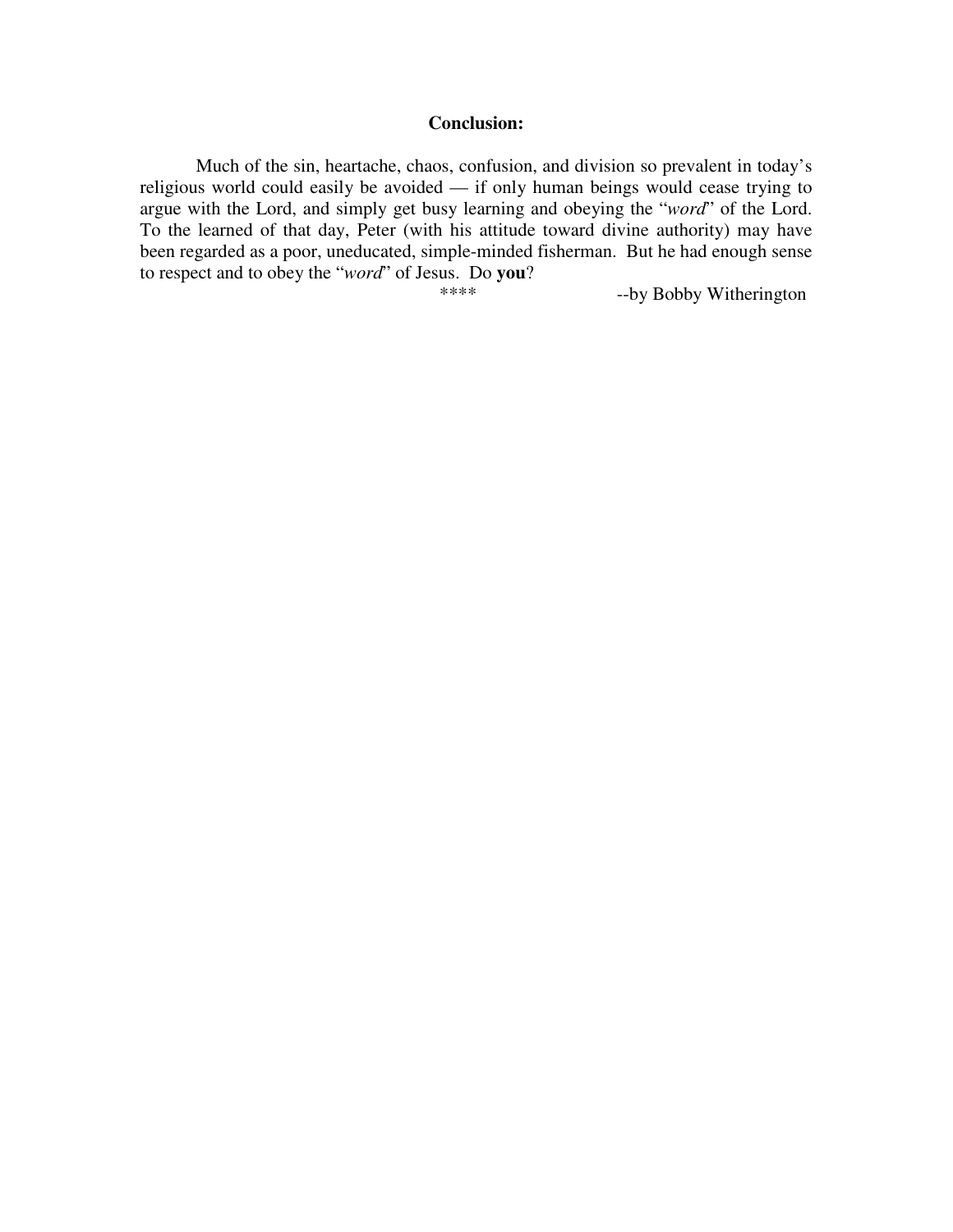**Conclusion:**

Much of the sin, heartache, chaos, confusion, and division so prevalent in today's religious world could easily be avoided — if only human beings would cease trying to argue with the Lord, and simply get busy learning and obeying the "*word*" of the Lord. To the learned of that day, Peter (with his attitude toward divine authority) may have been regarded as a poor, uneducated, simple-minded fisherman. But he had enough sense to respect and to obey the "*word*" of Jesus. Do **you**?

****

--by Bobby Witherington